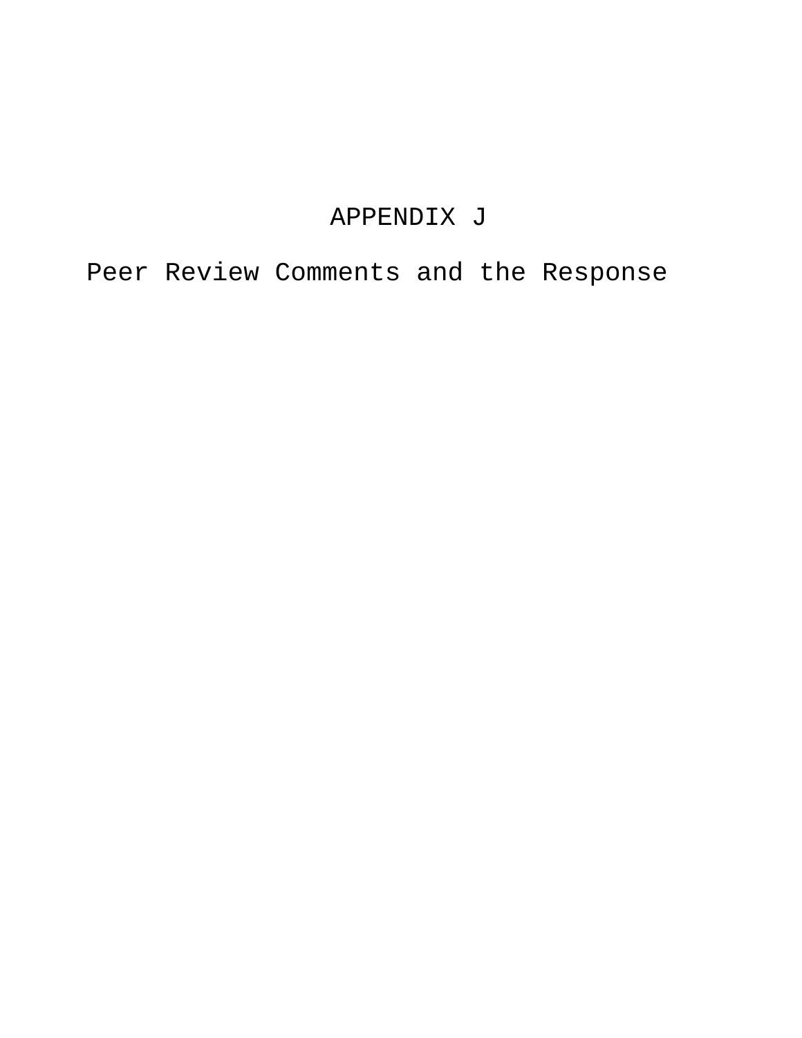# APPENDIX J

## Peer Review Comments and the Response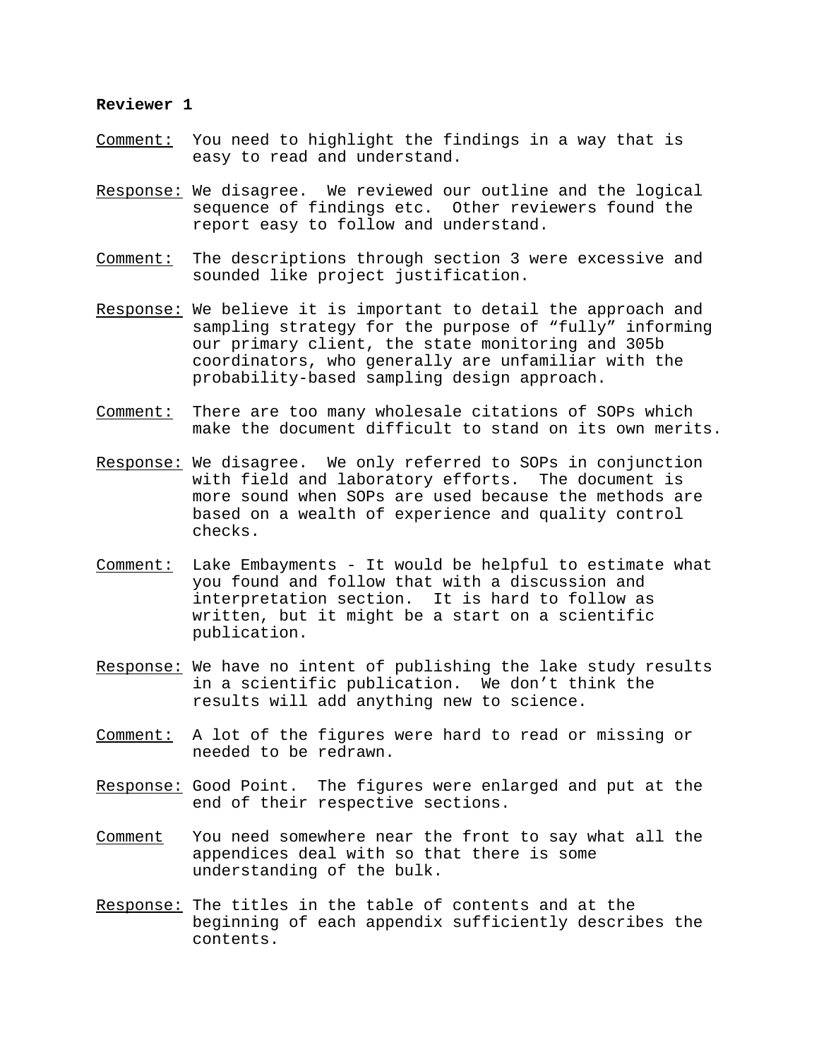**Reviewer 1**

Comment: You need to highlight the findings in a way that is easy to read and understand.

Response: We disagree. We reviewed our outline and the logical sequence of findings etc. Other reviewers found the report easy to follow and understand.

Comment: The descriptions through section 3 were excessive and sounded like project justification.

Response: We believe it is important to detail the approach and sampling strategy for the purpose of "fully" informing our primary client, the state monitoring and 305b coordinators, who generally are unfamiliar with the probability-based sampling design approach.

Comment: There are too many wholesale citations of SOPs which make the document difficult to stand on its own merits.

Response: We disagree. We only referred to SOPs in conjunction with field and laboratory efforts. The document is more sound when SOPs are used because the methods are based on a wealth of experience and quality control checks.

Comment: Lake Embayments - It would be helpful to estimate what you found and follow that with a discussion and interpretation section. It is hard to follow as written, but it might be a start on a scientific publication.

Response: We have no intent of publishing the lake study results in a scientific publication. We don't think the results will add anything new to science.

Comment: A lot of the figures were hard to read or missing or needed to be redrawn.

Response: Good Point. The figures were enlarged and put at the end of their respective sections.

Comment You need somewhere near the front to say what all the appendices deal with so that there is some understanding of the bulk.

Response: The titles in the table of contents and at the beginning of each appendix sufficiently describes the contents.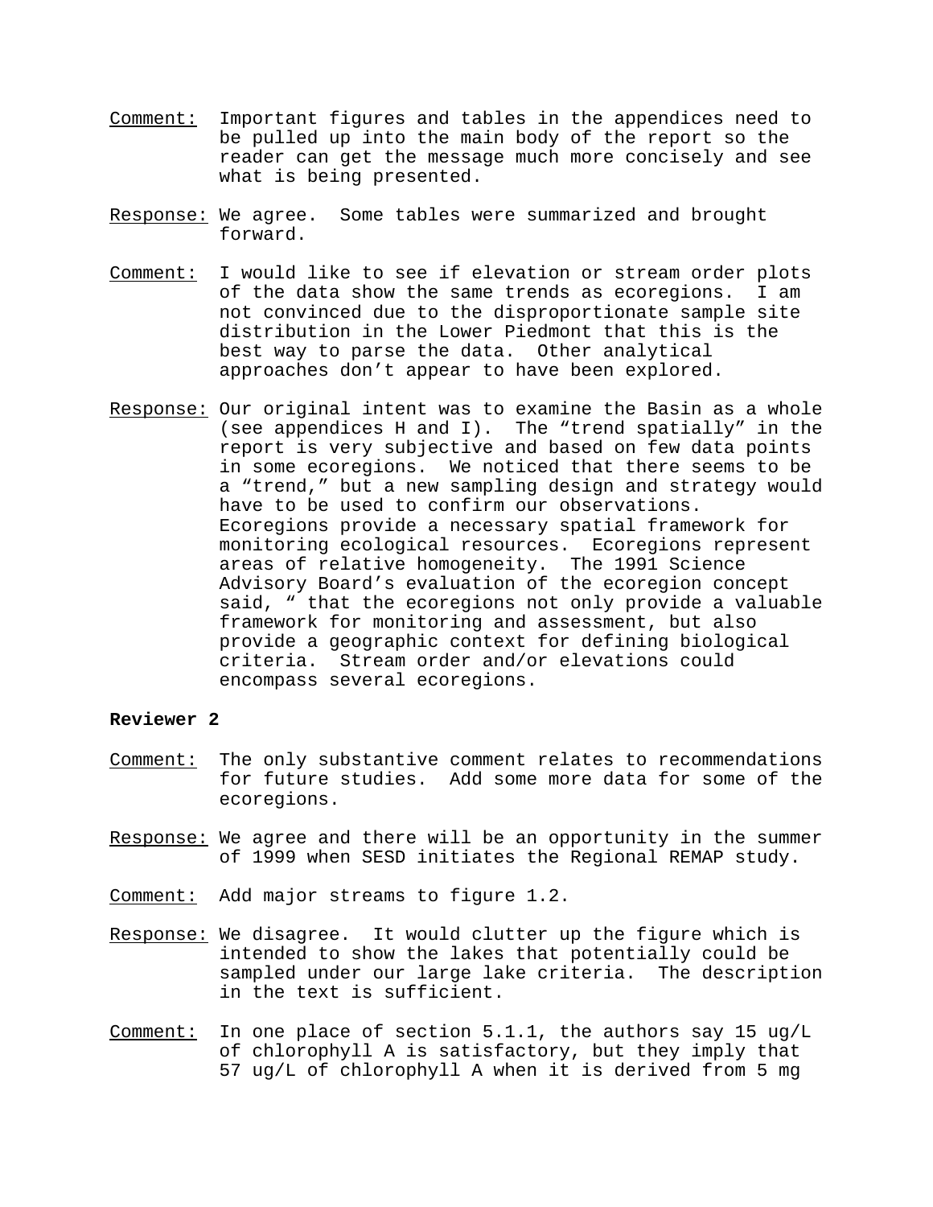<u>Comment:</u> Important figures and tables in the appendices need to be pulled up into the main body of the report so the reader can get the message much more concisely and see what is being presented.

<u>Response:</u> We agree. Some tables were summarized and brought forward.

<u>Comment:</u> I would like to see if elevation or stream order plots of the data show the same trends as ecoregions. I am not convinced due to the disproportionate sample site distribution in the Lower Piedmont that this is the best way to parse the data. Other analytical approaches don't appear to have been explored.

<u>Response:</u> Our original intent was to examine the Basin as a whole (see appendices H and I). The "trend spatially" in the report is very subjective and based on few data points in some ecoregions. We noticed that there seems to be a "trend," but a new sampling design and strategy would have to be used to confirm our observations. Ecoregions provide a necessary spatial framework for monitoring ecological resources. Ecoregions represent areas of relative homogeneity. The 1991 Science Advisory Board's evaluation of the ecoregion concept said, " that the ecoregions not only provide a valuable framework for monitoring and assessment, but also provide a geographic context for defining biological criteria. Stream order and/or elevations could encompass several ecoregions.

**Reviewer 2**

<u>Comment:</u> The only substantive comment relates to recommendations for future studies. Add some more data for some of the ecoregions.

<u>Response:</u> We agree and there will be an opportunity in the summer of 1999 when SESD initiates the Regional REMAP study.

<u>Comment:</u> Add major streams to figure 1.2.

<u>Response:</u> We disagree. It would clutter up the figure which is intended to show the lakes that potentially could be sampled under our large lake criteria. The description in the text is sufficient.

<u>Comment:</u> In one place of section 5.1.1, the authors say 15 ug/L of chlorophyll A is satisfactory, but they imply that 57 ug/L of chlorophyll A when it is derived from 5 mg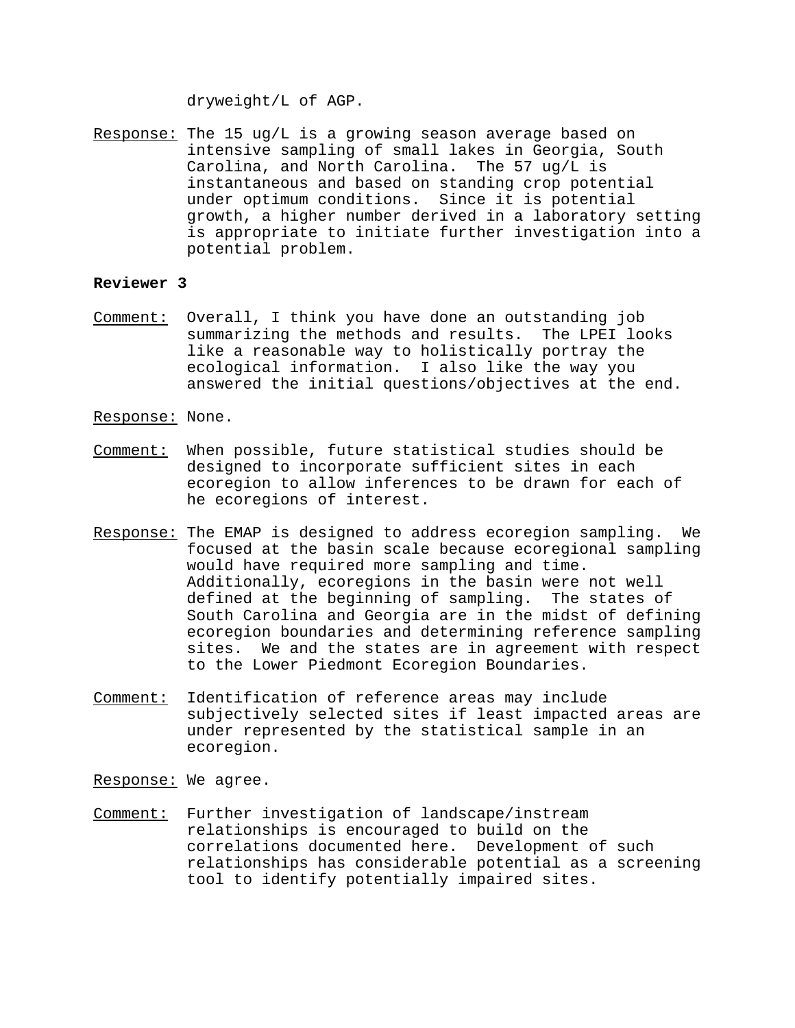dryweight/L of AGP.

Response: The 15 ug/L is a growing season average based on intensive sampling of small lakes in Georgia, South Carolina, and North Carolina. The 57 ug/L is instantaneous and based on standing crop potential under optimum conditions. Since it is potential growth, a higher number derived in a laboratory setting is appropriate to initiate further investigation into a potential problem.

**Reviewer 3**

Comment: Overall, I think you have done an outstanding job summarizing the methods and results. The LPEI looks like a reasonable way to holistically portray the ecological information. I also like the way you answered the initial questions/objectives at the end.

Response: None.

Comment: When possible, future statistical studies should be designed to incorporate sufficient sites in each ecoregion to allow inferences to be drawn for each of he ecoregions of interest.

Response: The EMAP is designed to address ecoregion sampling. We focused at the basin scale because ecoregional sampling would have required more sampling and time. Additionally, ecoregions in the basin were not well defined at the beginning of sampling. The states of South Carolina and Georgia are in the midst of defining ecoregion boundaries and determining reference sampling sites. We and the states are in agreement with respect to the Lower Piedmont Ecoregion Boundaries.

Comment: Identification of reference areas may include subjectively selected sites if least impacted areas are under represented by the statistical sample in an ecoregion.

Response: We agree.

Comment: Further investigation of landscape/instream relationships is encouraged to build on the correlations documented here. Development of such relationships has considerable potential as a screening tool to identify potentially impaired sites.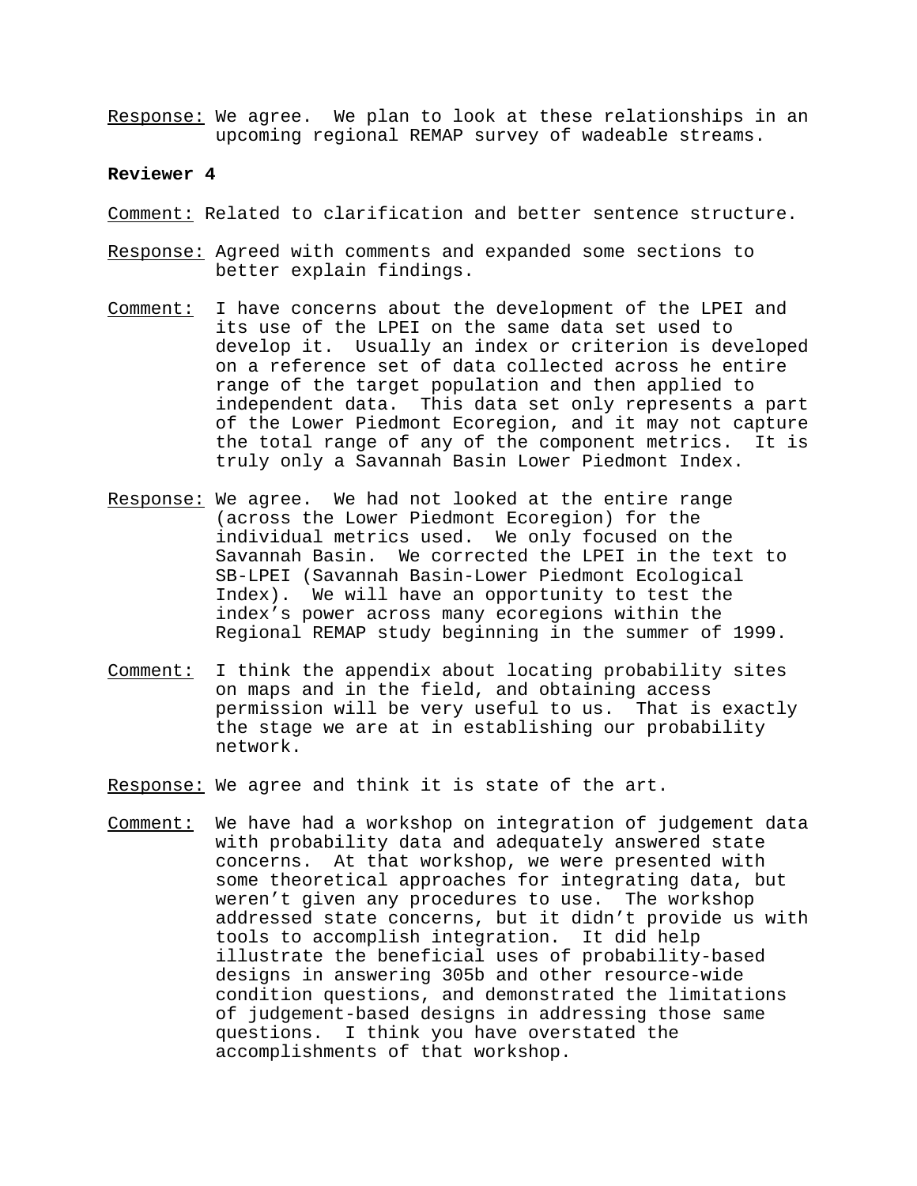Response: We agree. We plan to look at these relationships in an upcoming regional REMAP survey of wadeable streams.

**Reviewer 4**

Comment: Related to clarification and better sentence structure.

Response: Agreed with comments and expanded some sections to better explain findings.

Comment: I have concerns about the development of the LPEI and its use of the LPEI on the same data set used to develop it. Usually an index or criterion is developed on a reference set of data collected across he entire range of the target population and then applied to independent data. This data set only represents a part of the Lower Piedmont Ecoregion, and it may not capture the total range of any of the component metrics. It is truly only a Savannah Basin Lower Piedmont Index.

Response: We agree. We had not looked at the entire range (across the Lower Piedmont Ecoregion) for the individual metrics used. We only focused on the Savannah Basin. We corrected the LPEI in the text to SB-LPEI (Savannah Basin-Lower Piedmont Ecological Index). We will have an opportunity to test the index's power across many ecoregions within the Regional REMAP study beginning in the summer of 1999.

Comment: I think the appendix about locating probability sites on maps and in the field, and obtaining access permission will be very useful to us. That is exactly the stage we are at in establishing our probability network.

Response: We agree and think it is state of the art.

Comment: We have had a workshop on integration of judgement data with probability data and adequately answered state concerns. At that workshop, we were presented with some theoretical approaches for integrating data, but weren't given any procedures to use. The workshop addressed state concerns, but it didn't provide us with tools to accomplish integration. It did help illustrate the beneficial uses of probability-based designs in answering 305b and other resource-wide condition questions, and demonstrated the limitations of judgement-based designs in addressing those same questions. I think you have overstated the accomplishments of that workshop.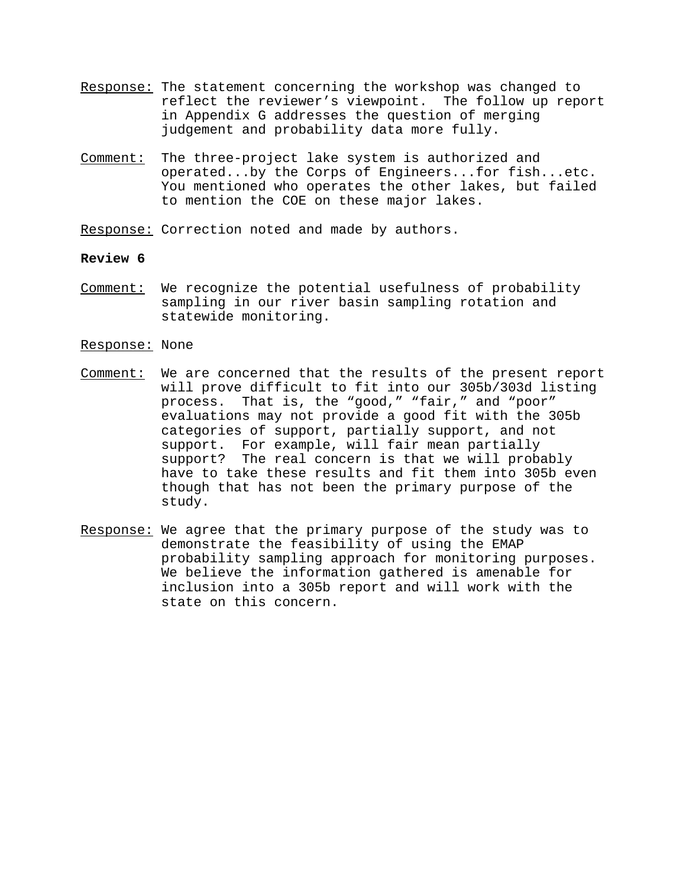Response: The statement concerning the workshop was changed to reflect the reviewer's viewpoint. The follow up report in Appendix G addresses the question of merging judgement and probability data more fully.

Comment: The three-project lake system is authorized and operated...by the Corps of Engineers...for fish...etc. You mentioned who operates the other lakes, but failed to mention the COE on these major lakes.

Response: Correction noted and made by authors.

**Review 6**

Comment: We recognize the potential usefulness of probability sampling in our river basin sampling rotation and statewide monitoring.

Response: None

Comment: We are concerned that the results of the present report will prove difficult to fit into our 305b/303d listing process. That is, the "good," "fair," and "poor" evaluations may not provide a good fit with the 305b categories of support, partially support, and not support. For example, will fair mean partially support? The real concern is that we will probably have to take these results and fit them into 305b even though that has not been the primary purpose of the study.

Response: We agree that the primary purpose of the study was to demonstrate the feasibility of using the EMAP probability sampling approach for monitoring purposes. We believe the information gathered is amenable for inclusion into a 305b report and will work with the state on this concern.